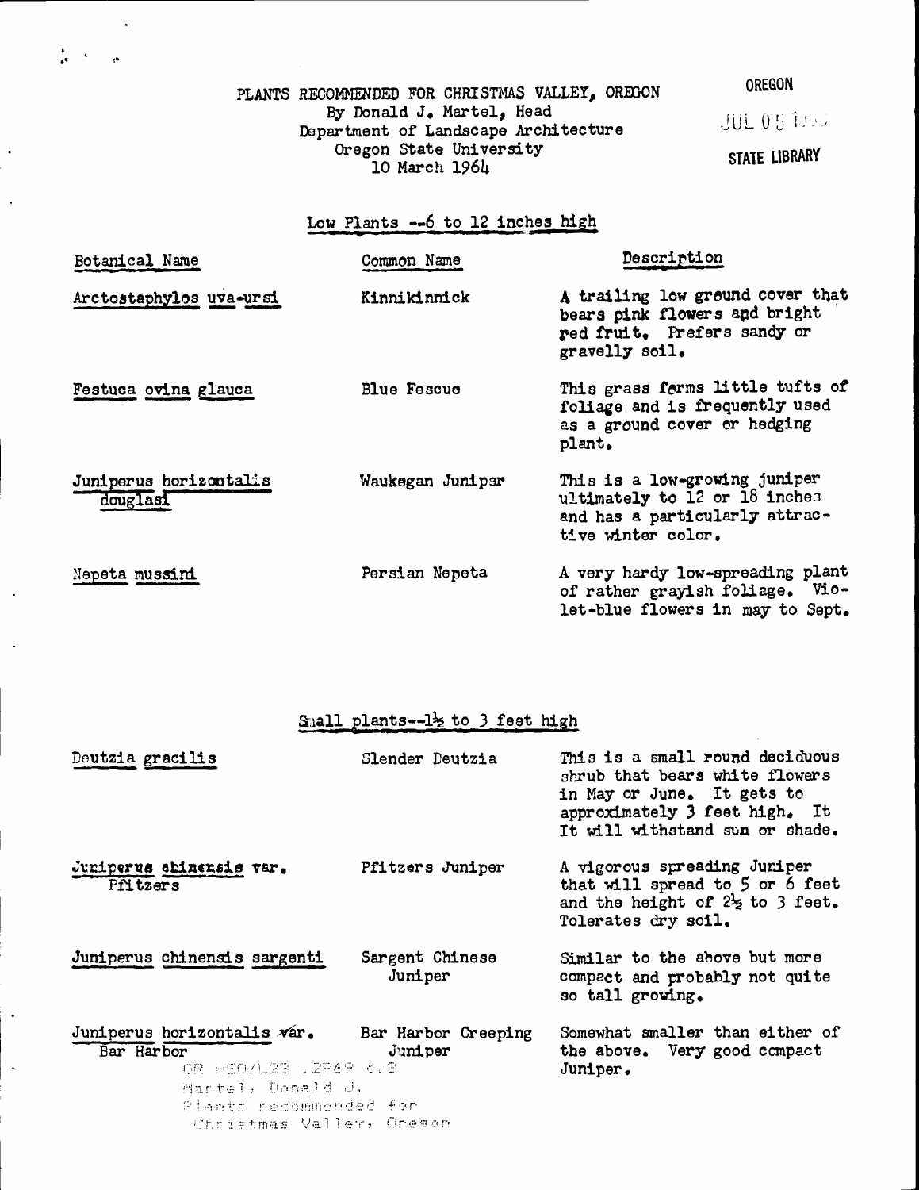PLANTS RECOMMENDED FOR CHRISTMAS VALLEY, OREGON
By Donald J. Martel, Head
Department of Landscape Architecture
Oregon State University
10 March 1964

OREGON
JUL 05
STATE LIBRARY

## Low Plants --6 to 12 inches high

| Botanical Name | Common Name | Description |
|---|---|---|
| Arctostaphylos uva-ursi | Kinnikinnick | A trailing low ground cover that bears pink flowers and bright red fruit. Prefers sandy or gravelly soil. |
| Festuca ovina glauca | Blue Fescue | This grass forms little tufts of foliage and is frequently used as a ground cover or hedging plant. |
| Juniperus horizontalis douglasi | Waukegan Juniper | This is a low-growing juniper ultimately to 12 or 18 inches and has a particularly attractive winter color. |
| Nepeta mussini | Persian Nepeta | A very hardy low-spreading plant of rather grayish foliage. Violet-blue flowers in may to Sept. |

## Small plants--1½ to 3 feet high

| Botanical Name | Common Name | Description |
|---|---|---|
| Deutzia gracilis | Slender Deutzia | This is a small round deciduous shrub that bears white flowers in May or June. It gets to approximately 3 feet high. It It will withstand sun or shade. |
| Juniperus chinensis var. Pfitzers | Pfitzers Juniper | A vigorous spreading Juniper that will spread to 5 or 6 feet and the height of 2½ to 3 feet. Tolerates dry soil. |
| Juniperus chinensis sargenti | Sargent Chinese Juniper | Similar to the above but more compact and probably not quite so tall growing. |
| Juniperus horizontalis var. Bar Harbor | Bar Harbor Creeping Juniper | Somewhat smaller than either of the above. Very good compact Juniper. |

OR HEO/L23 .2P69 c.3
Martel, Donald J.
Plants recommended for Christmas Valley, Oregon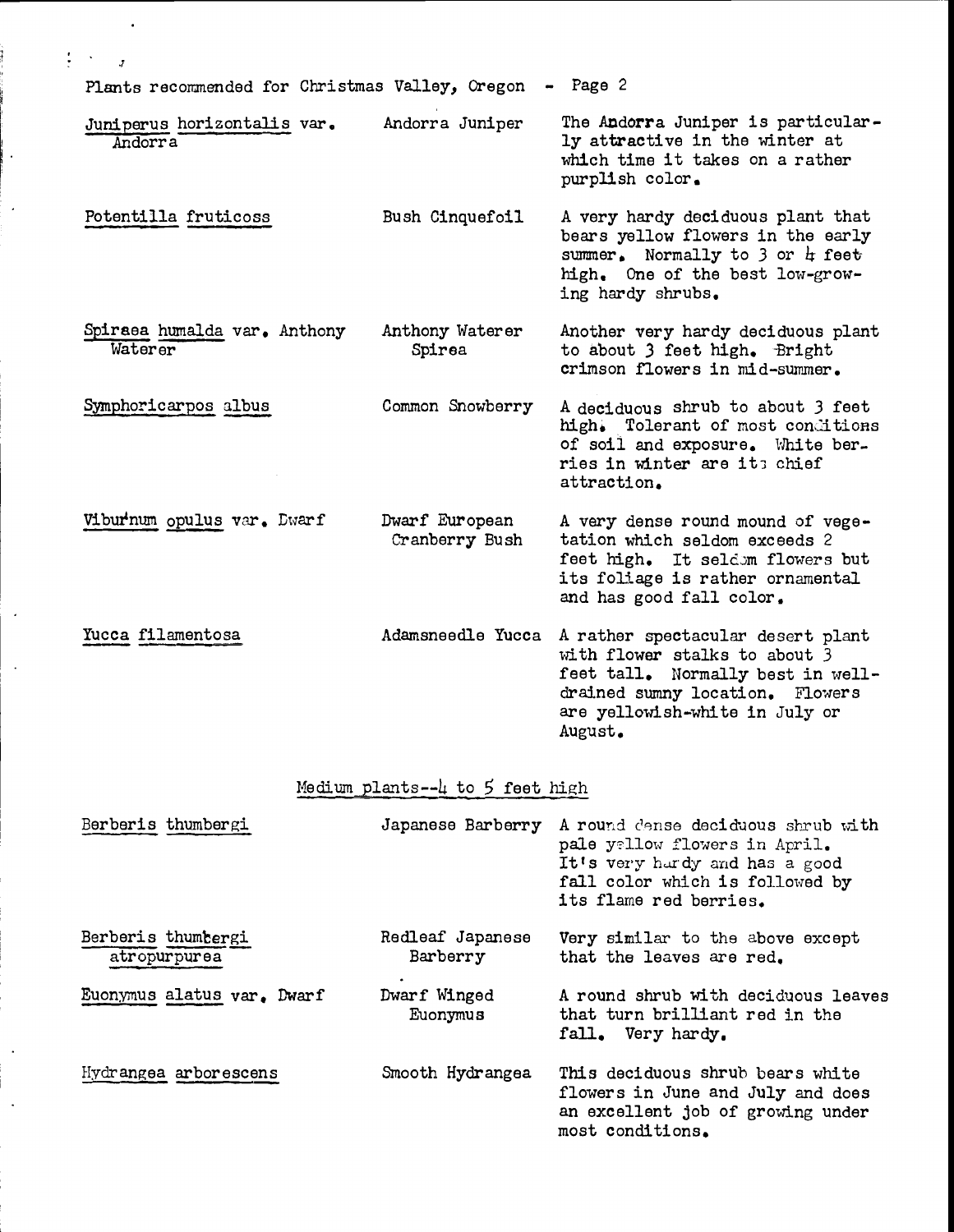Plants recommended for Christmas Valley, Oregon - Page 2

| Scientific name | Common name | Description |
|---|---|---|
| Juniperus horizontalis var. Andorra | Andorra Juniper | The Andorra Juniper is particularly attractive in the winter at which time it takes on a rather purplish color. |
| Potentilla fruticoss | Bush Cinquefoil | A very hardy deciduous plant that bears yellow flowers in the early summer. Normally to 3 or 4 feet high. One of the best low-growing hardy shrubs. |
| Spiraea humalda var. Anthony Waterer | Anthony Waterer Spirea | Another very hardy deciduous plant to about 3 feet high. Bright crimson flowers in mid-summer. |
| Symphoricarpos albus | Common Snowberry | A deciduous shrub to about 3 feet high. Tolerant of most conditions of soil and exposure. White berries in winter are its chief attraction. |
| Viburnum opulus var. Dwarf | Dwarf European Cranberry Bush | A very dense round mound of vegetation which seldom exceeds 2 feet high. It seldom flowers but its foliage is rather ornamental and has good fall color. |
| Yucca filamentosa | Adamsneedle Yucca | A rather spectacular desert plant with flower stalks to about 3 feet tall. Normally best in well-drained sunny location. Flowers are yellowish-white in July or August. |

## Medium plants--4 to 5 feet high

| Scientific name | Common name | Description |
|---|---|---|
| Berberis thumbergi | Japanese Barberry | A round dense deciduous shrub with pale yellow flowers in April. It's very hardy and has a good fall color which is followed by its flame red berries. |
| Berberis thumbergi atropurpurea | Redleaf Japanese Barberry | Very similar to the above except that the leaves are red. |
| Euonymus alatus var. Dwarf | Dwarf Winged Euonymus | A round shrub with deciduous leaves that turn brilliant red in the fall. Very hardy. |
| Hydrangea arborescens | Smooth Hydrangea | This deciduous shrub bears white flowers in June and July and does an excellent job of growing under most conditions. |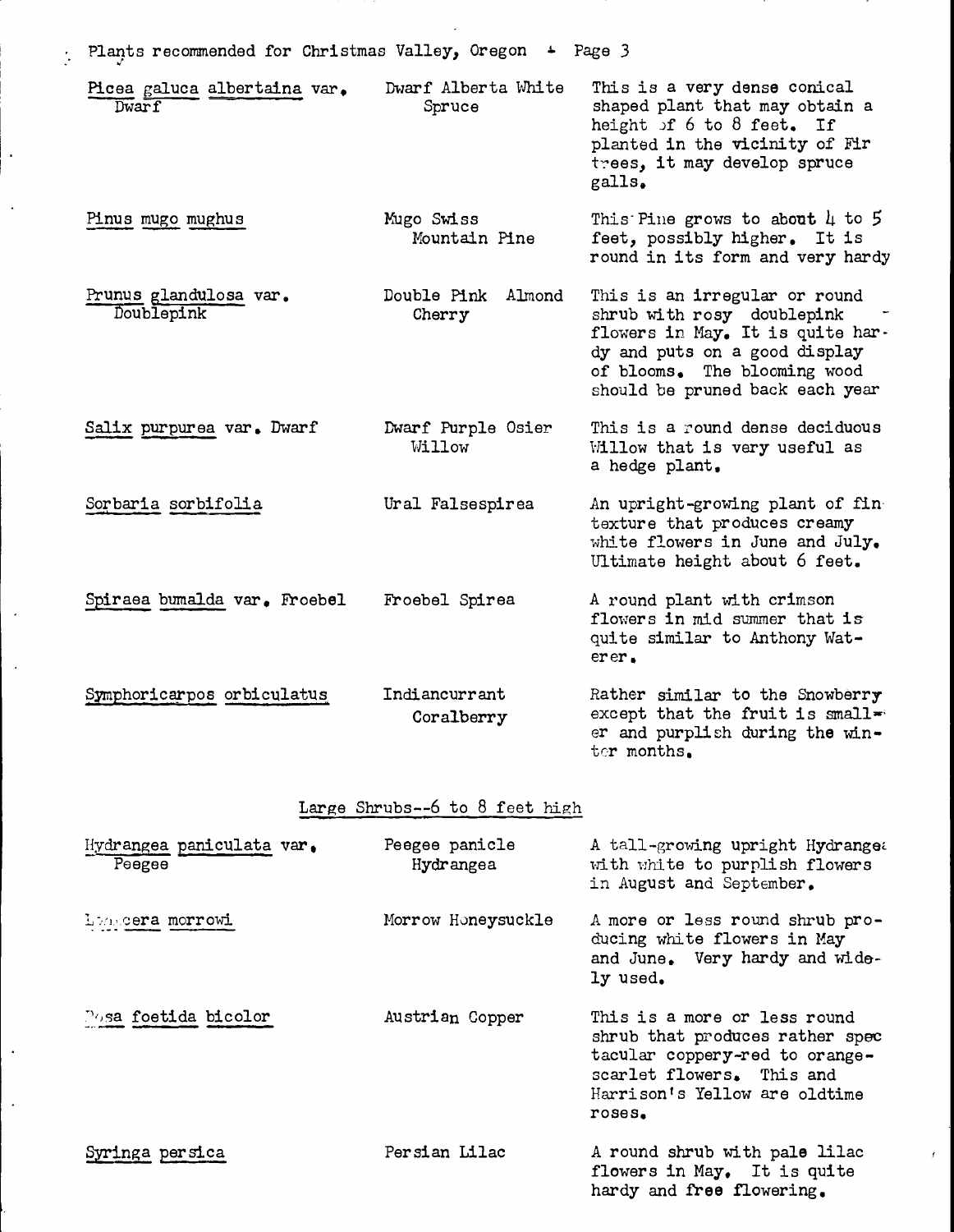| Botanical name | Common name | Description |
| --- | --- | --- |
| Picea galuca albertaina var. Dwarf | Dwarf Alberta White Spruce | This is a very dense conical shaped plant that may obtain a height of 6 to 8 feet. If planted in the vicinity of Fir trees, it may develop spruce galls. |
| Pinus mugo mughus | Mugo Swiss Mountain Pine | This Pine grows to about 4 to 5 feet, possibly higher. It is round in its form and very hardy |
| Prunus glandulosa var. Doublepink | Double Pink Almond Cherry | This is an irregular or round shrub with rosy doublepink flowers in May. It is quite hardy and puts on a good display of blooms. The blooming wood should be pruned back each year |
| Salix purpurea var. Dwarf | Dwarf Purple Osier Willow | This is a round dense deciduous Willow that is very useful as a hedge plant. |
| Sorbaria sorbifolia | Ural Falsespirea | An upright-growing plant of fine texture that produces creamy white flowers in June and July. Ultimate height about 6 feet. |
| Spiraea bumalda var. Froebel | Froebel Spirea | A round plant with crimson flowers in mid summer that is quite similar to Anthony Waterer. |
| Symphoricarpos orbiculatus | Indiancurrant Coralberry | Rather similar to the Snowberry except that the fruit is smaller and purplish during the winter months. |

## Large Shrubs--6 to 8 feet high

| Botanical name | Common name | Description |
| --- | --- | --- |
| Hydrangea paniculata var. Peegee | Peegee panicle Hydrangea | A tall-growing upright Hydrangea with white to purplish flowers in August and September. |
| Lonicera morrowi | Morrow Honeysuckle | A more or less round shrub producing white flowers in May and June. Very hardy and widely used. |
| Rosa foetida bicolor | Austrian Copper | This is a more or less round shrub that produces rather spectacular coppery-red to orange-scarlet flowers. This and Harrison's Yellow are oldtime roses. |
| Syringa persica | Persian Lilac | A round shrub with pale lilac flowers in May. It is quite hardy and free flowering. |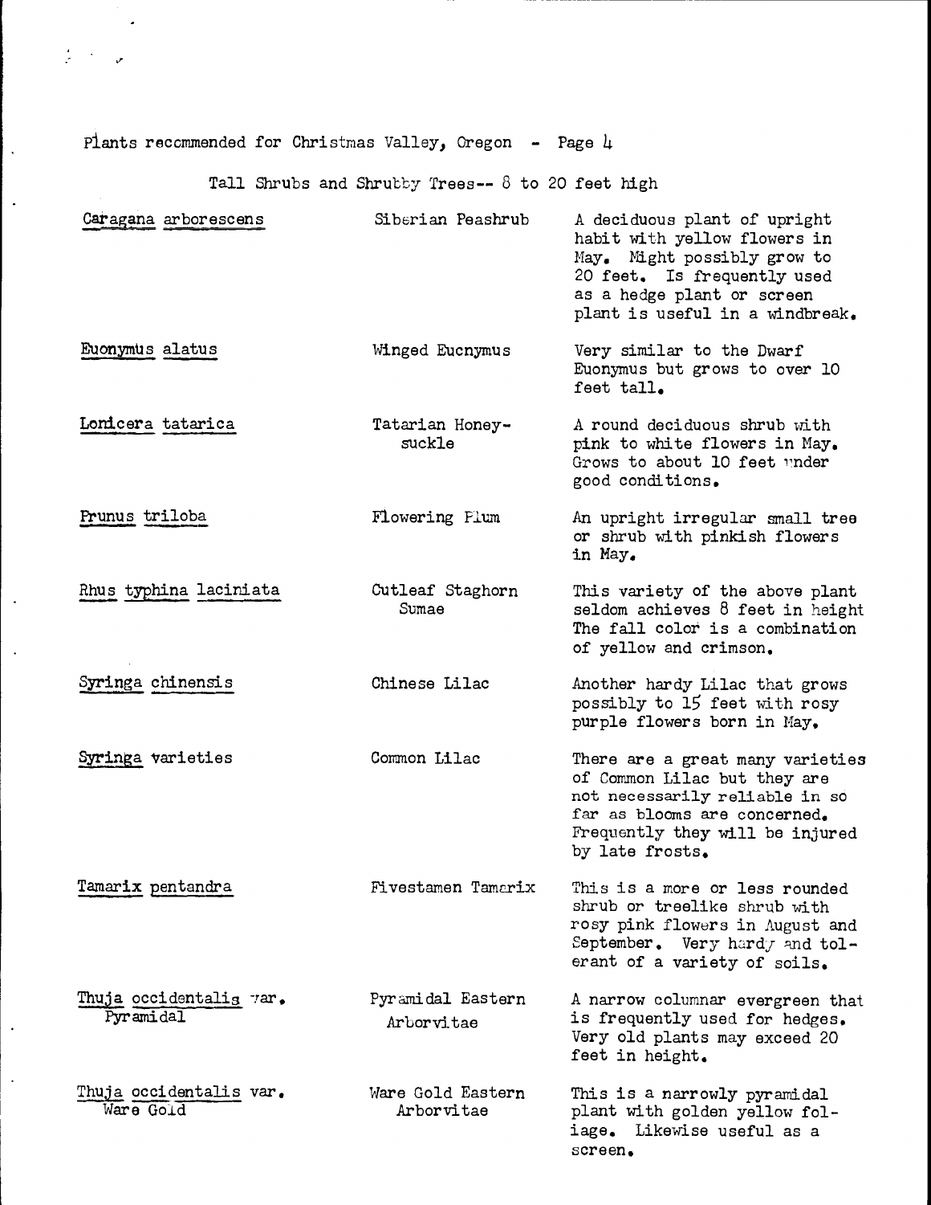Plants recommended for Christmas Valley, Oregon - Page 4

## Tall Shrubs and Shrubby Trees-- 8 to 20 feet high

| Scientific Name | Common Name | Description |
|---|---|---|
| Caragana arborescens | Siberian Peashrub | A deciduous plant of upright habit with yellow flowers in May. Might possibly grow to 20 feet. Is frequently used as a hedge plant or screen plant is useful in a windbreak. |
| Euonymus alatus | Winged Eucnymus | Very similar to the Dwarf Euonymus but grows to over 10 feet tall. |
| Lonicera tatarica | Tatarian Honey-suckle | A round deciduous shrub with pink to white flowers in May. Grows to about 10 feet under good conditions. |
| Prunus triloba | Flowering Plum | An upright irregular small tree or shrub with pinkish flowers in May. |
| Rhus typhina laciniata | Cutleaf Staghorn Sumac | This variety of the above plant seldom achieves 8 feet in height The fall color is a combination of yellow and crimson. |
| Syringa chinensis | Chinese Lilac | Another hardy Lilac that grows possibly to 15 feet with rosy purple flowers born in May. |
| Syringa varieties | Common Lilac | There are a great many varieties of Common Lilac but they are not necessarily reliable in so far as blooms are concerned. Frequently they will be injured by late frosts. |
| Tamarix pentandra | Fivestamen Tamarix | This is a more or less rounded shrub or treelike shrub with rosy pink flowers in August and September. Very hardy and tolerant of a variety of soils. |
| Thuja occidentalis var. Pyramidal | Pyramidal Eastern Arborvitae | A narrow columnar evergreen that is frequently used for hedges. Very old plants may exceed 20 feet in height. |
| Thuja occidentalis var. Ware Gold | Ware Gold Eastern Arborvitae | This is a narrowly pyramidal plant with golden yellow foliage. Likewise useful as a screen. |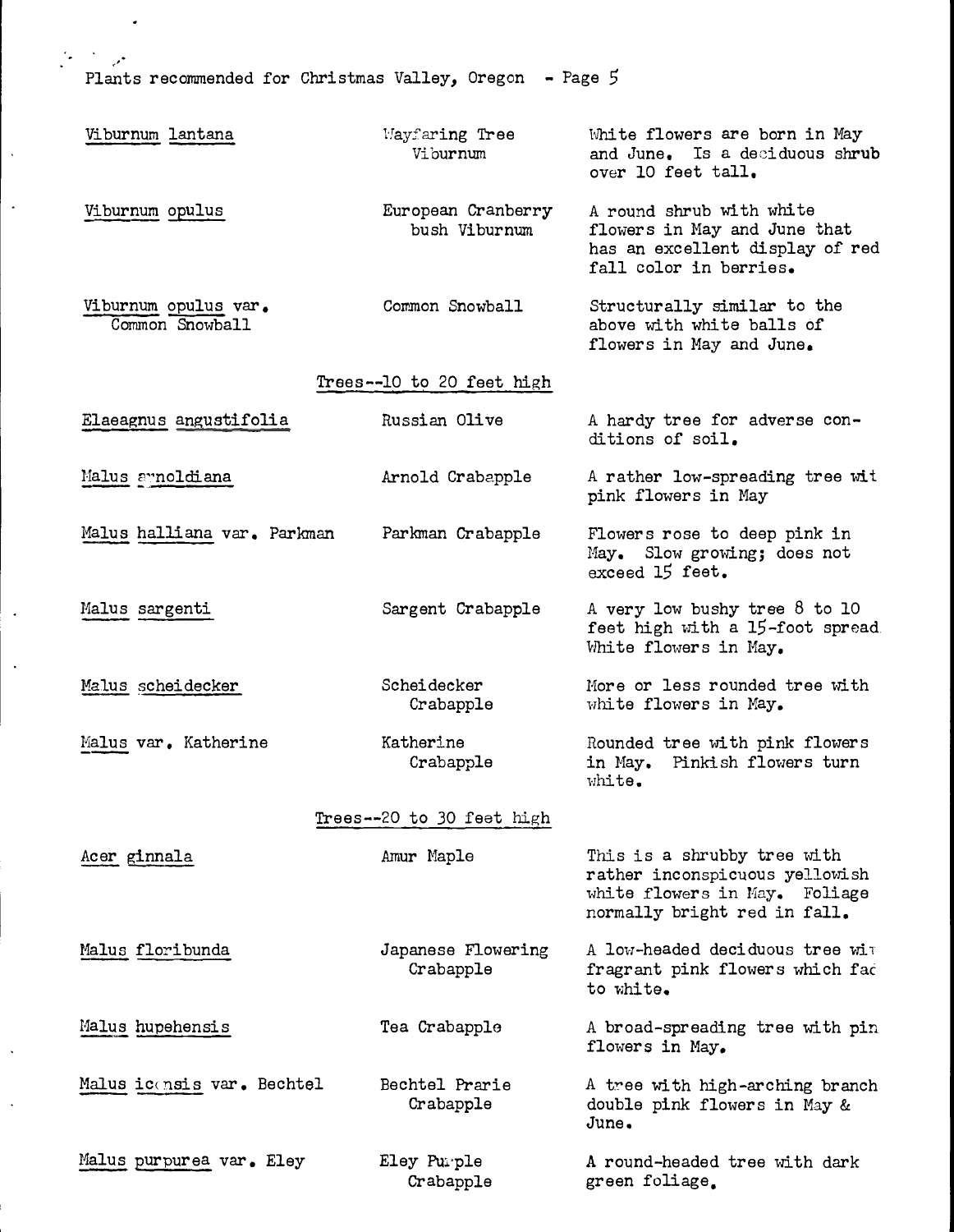Plants recommended for Christmas Valley, Oregon - Page 5

| | | |
|---|---|---|
| Viburnum lantana | Wayfaring Tree Viburnum | White flowers are born in May and June. Is a deciduous shrub over 10 feet tall. |
| Viburnum opulus | European Cranberry bush Viburnum | A round shrub with white flowers in May and June that has an excellent display of red fall color in berries. |
| Viburnum opulus var. Common Snowball | Common Snowball | Structurally similar to the above with white balls of flowers in May and June. |

## Trees--10 to 20 feet high

| | | |
|---|---|---|
| Elaeagnus angustifolia | Russian Olive | A hardy tree for adverse conditions of soil. |
| Malus arnoldiana | Arnold Crabapple | A rather low-spreading tree wit pink flowers in May |
| Malus halliana var. Parkman | Parkman Crabapple | Flowers rose to deep pink in May. Slow growing; does not exceed 15 feet. |
| Malus sargenti | Sargent Crabapple | A very low bushy tree 8 to 10 feet high with a 15-foot spread. White flowers in May. |
| Malus scheidecker | Scheidecker Crabapple | More or less rounded tree with white flowers in May. |
| Malus var. Katherine | Katherine Crabapple | Rounded tree with pink flowers in May. Pinkish flowers turn white. |

## Trees--20 to 30 feet high

| | | |
|---|---|---|
| Acer ginnala | Amur Maple | This is a shrubby tree with rather inconspicuous yellowish white flowers in May. Foliage normally bright red in fall. |
| Malus floribunda | Japanese Flowering Crabapple | A low-headed deciduous tree wi fragrant pink flowers which fac to white. |
| Malus hupehensis | Tea Crabapple | A broad-spreading tree with pin flowers in May. |
| Malus ioensis var. Bechtel | Bechtel Prarie Crabapple | A tree with high-arching branch double pink flowers in May & June. |
| Malus purpurea var. Eley | Eley Purple Crabapple | A round-headed tree with dark green foliage. |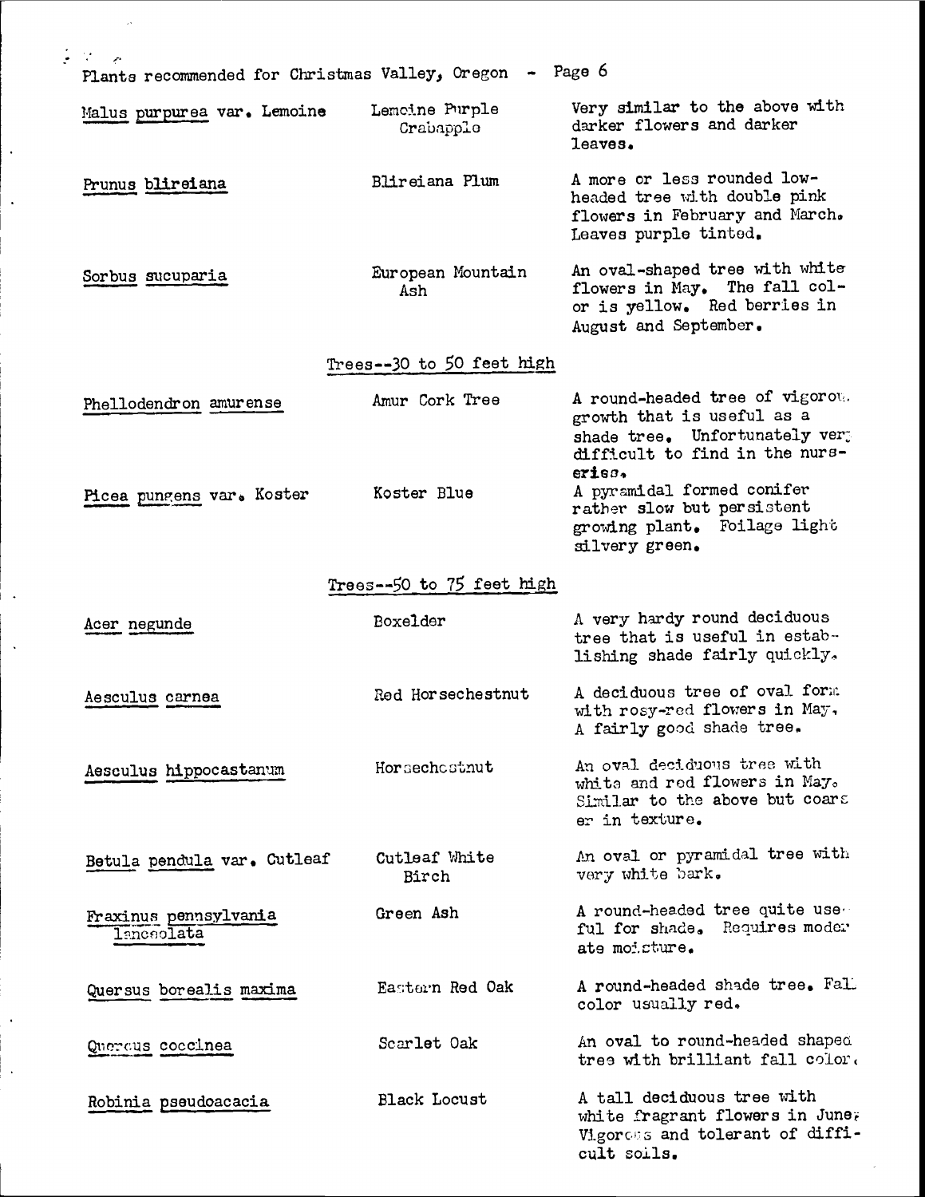Plants recommended for Christmas Valley, Oregon - Page 6

| | | |
|---|---|---|
| Malus purpurea var. Lemoine | Lemoine Purple Crabapple | Very similar to the above with darker flowers and darker leaves. |
| Prunus blireiana | Blireiana Plum | A more or less rounded low-headed tree with double pink flowers in February and March. Leaves purple tinted. |
| Sorbus sucuparia | European Mountain Ash | An oval-shaped tree with white flowers in May. The fall color is yellow. Red berries in August and September. |

## Trees--30 to 50 feet high

| | | |
|---|---|---|
| Phellodendron amurense | Amur Cork Tree | A round-headed tree of vigorous growth that is useful as a shade tree. Unfortunately very difficult to find in the nurseries. |
| Picea pungens var. Koster | Koster Blue | A pyramidal formed conifer rather slow but persistent growing plant. Foilage light silvery green. |

## Trees--50 to 75 feet high

| | | |
|---|---|---|
| Acer negunde | Boxelder | A very hardy round deciduous tree that is useful in establishing shade fairly quickly. |
| Aesculus carnea | Red Horsechestnut | A deciduous tree of oval form with rosy-red flowers in May. A fairly good shade tree. |
| Aesculus hippocastanum | Horsechestnut | An oval deciduous tree with white and red flowers in May. Similar to the above but coarser in texture. |
| Betula pendula var. Cutleaf | Cutleaf White Birch | An oval or pyramidal tree with very white bark. |
| Fraxinus pennsylvania lanceolata | Green Ash | A round-headed tree quite useful for shade. Requires moderate moisture. |
| Quersus borealis maxima | Eastern Red Oak | A round-headed shade tree. Fall color usually red. |
| Quercus coccinea | Scarlet Oak | An oval to round-headed shaped tree with brilliant fall color. |
| Robinia pseudoacacia | Black Locust | A tall deciduous tree with white fragrant flowers in June. Vigorous and tolerant of difficult soils. |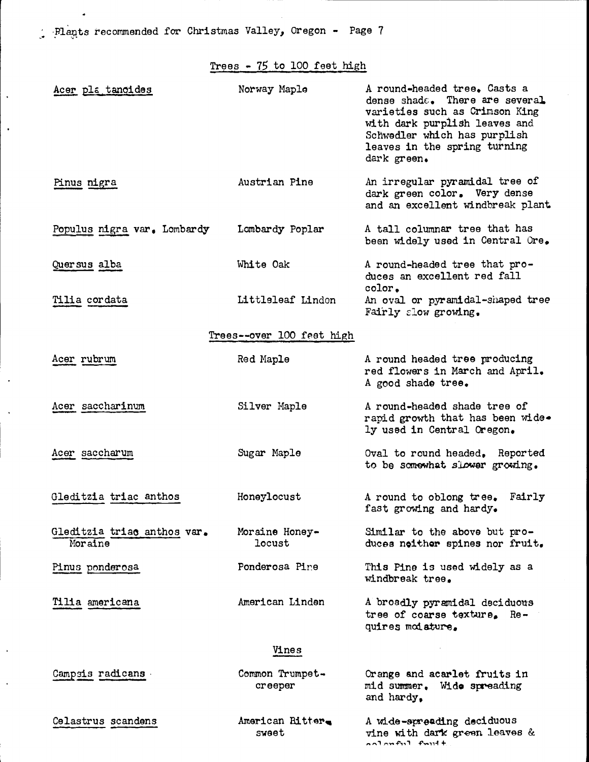Plants recommended for Christmas Valley, Oregon - Page 7

## Trees - 75 to 100 feet high

| | | |
|---|---|---|
| Acer platanoides | Norway Maple | A round-headed tree. Casts a dense shade. There are several varieties such as Crimson King with dark purplish leaves and Schwedler which has purplish leaves in the spring turning dark green. |
| Pinus nigra | Austrian Pine | An irregular pyramidal tree of dark green color. Very dense and an excellent windbreak plant |
| Populus nigra var. Lombardy | Lombardy Poplar | A tall columnar tree that has been widely used in Central Ore. |
| Quersus alba | White Oak | A round-headed tree that produces an excellent red fall color. |
| Tilia cordata | Littleleaf Lindon | An oval or pyramidal-shaped tree Fairly slow growing. |

## Trees--over 100 feet high

| | | |
|---|---|---|
| Acer rubrum | Red Maple | A round headed tree producing red flowers in March and April. A good shade tree. |
| Acer saccharinum | Silver Maple | A round-headed shade tree of rapid growth that has been widely used in Central Oregon. |
| Acer saccharum | Sugar Maple | Oval to round headed. Reported to be somewhat slower growing. |
| Gleditzia triac anthos | Honeylocust | A round to oblong tree. Fairly fast growing and hardy. |
| Gleditzia triac anthos var. Moraine | Moraine Honeylocust | Similar to the above but produces neither spines nor fruit. |
| Pinus ponderosa | Ponderosa Pine | This Pine is used widely as a windbreak tree. |
| Tilia americana | American Linden | A broadly pyramidal deciduous tree of coarse texture. Requires moisture. |

## Vines

| | | |
|---|---|---|
| Campsis radicans | Common Trumpet-creeper | Orange and acarlet fruits in mid summer. Wide spreading and hardy. |
| Celastrus scandens | American Bitter-sweet | A wide-spreading deciduous vine with dark green leaves & colorful fruit. |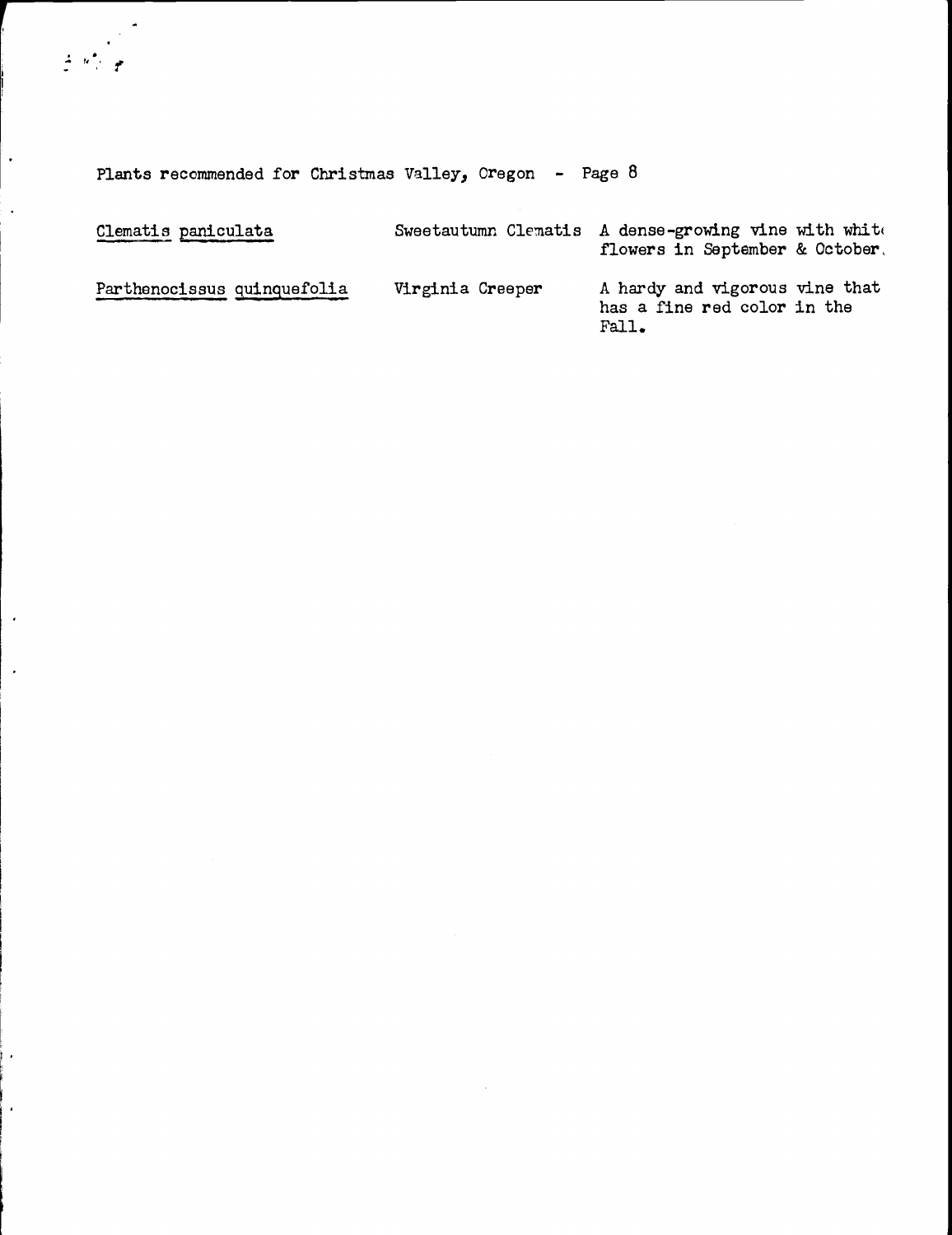Plants recommended for Christmas Valley, Oregon - Page 8

| | | |
|---|---|---|
| Clematis paniculata | Sweetautumn Clematis | A dense-growing vine with white flowers in September & October. |
| Parthenocissus quinquefolia | Virginia Creeper | A hardy and vigorous vine that has a fine red color in the Fall. |